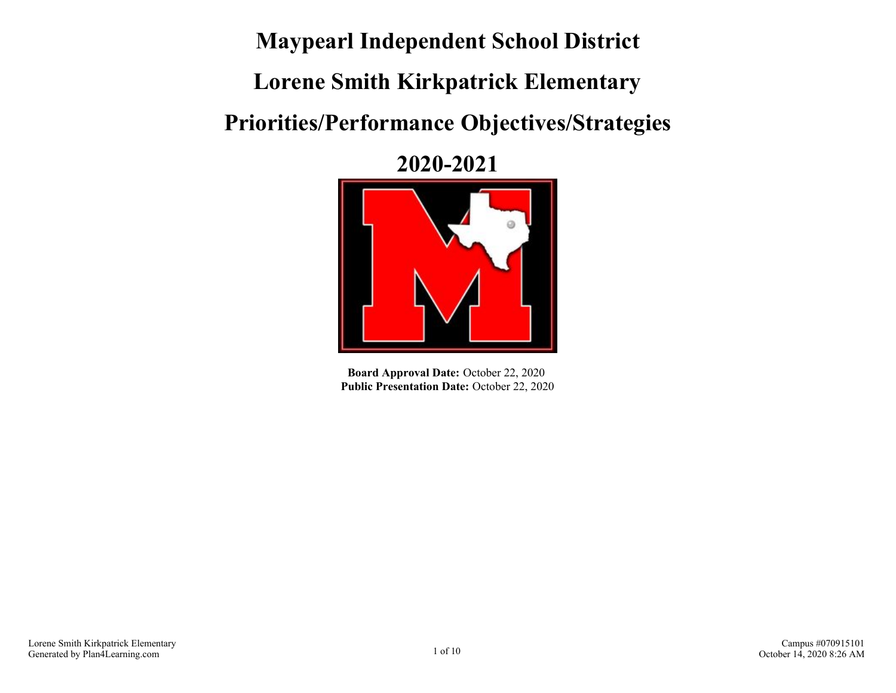# Maypearl Independent School District

# Lorene Smith Kirkpatrick Elementary

# Priorities/Performance Objectives/Strategies

# 2020-2021

**Board Approval Date:** October 22, 2020
**Public Presentation Date:** October 22, 2020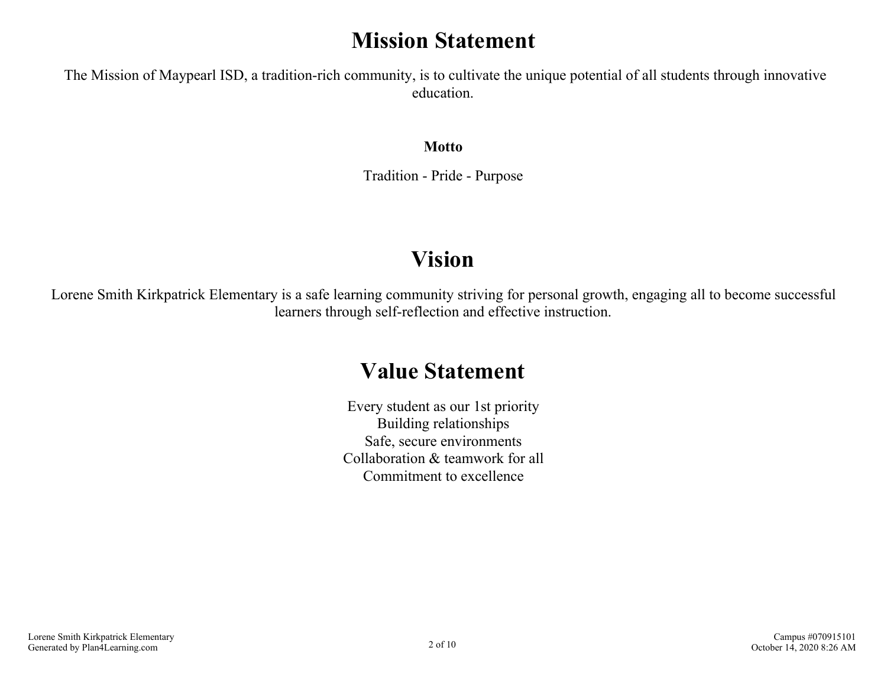# Mission Statement

The Mission of Maypearl ISD, a tradition-rich community, is to cultivate the unique potential of all students through innovative education.

**Motto**

Tradition - Pride - Purpose

# Vision

Lorene Smith Kirkpatrick Elementary is a safe learning community striving for personal growth, engaging all to become successful learners through self-reflection and effective instruction.

# Value Statement

Every student as our 1st priority
Building relationships
Safe, secure environments
Collaboration & teamwork for all
Commitment to excellence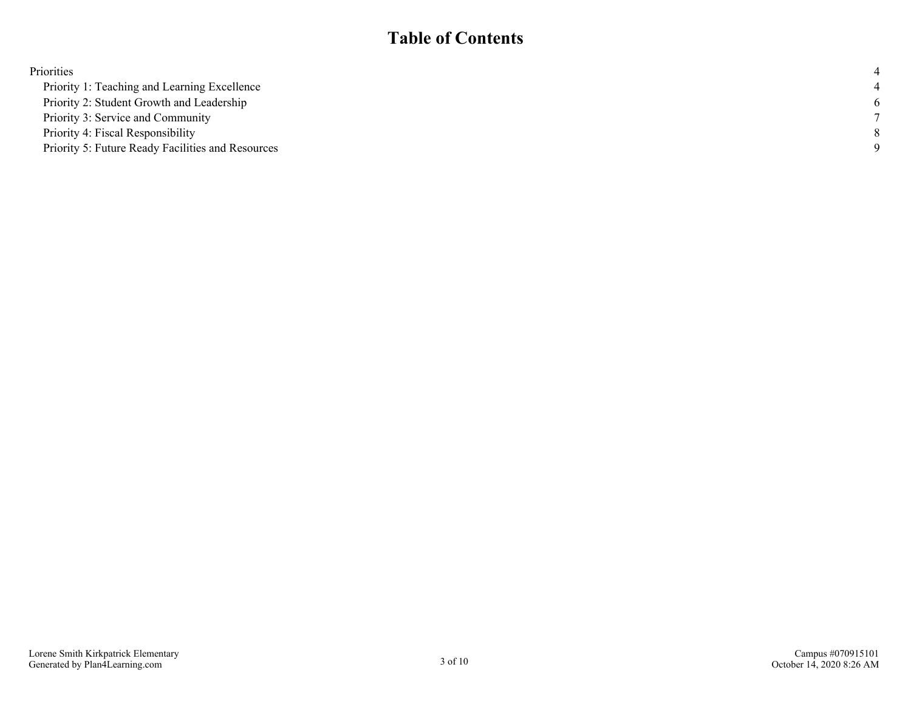# Table of Contents

| | |
|---|---|
| Priorities | 4 |
| Priority 1: Teaching and Learning Excellence | 4 |
| Priority 2: Student Growth and Leadership | 6 |
| Priority 3: Service and Community | 7 |
| Priority 4: Fiscal Responsibility | 8 |
| Priority 5: Future Ready Facilities and Resources | 9 |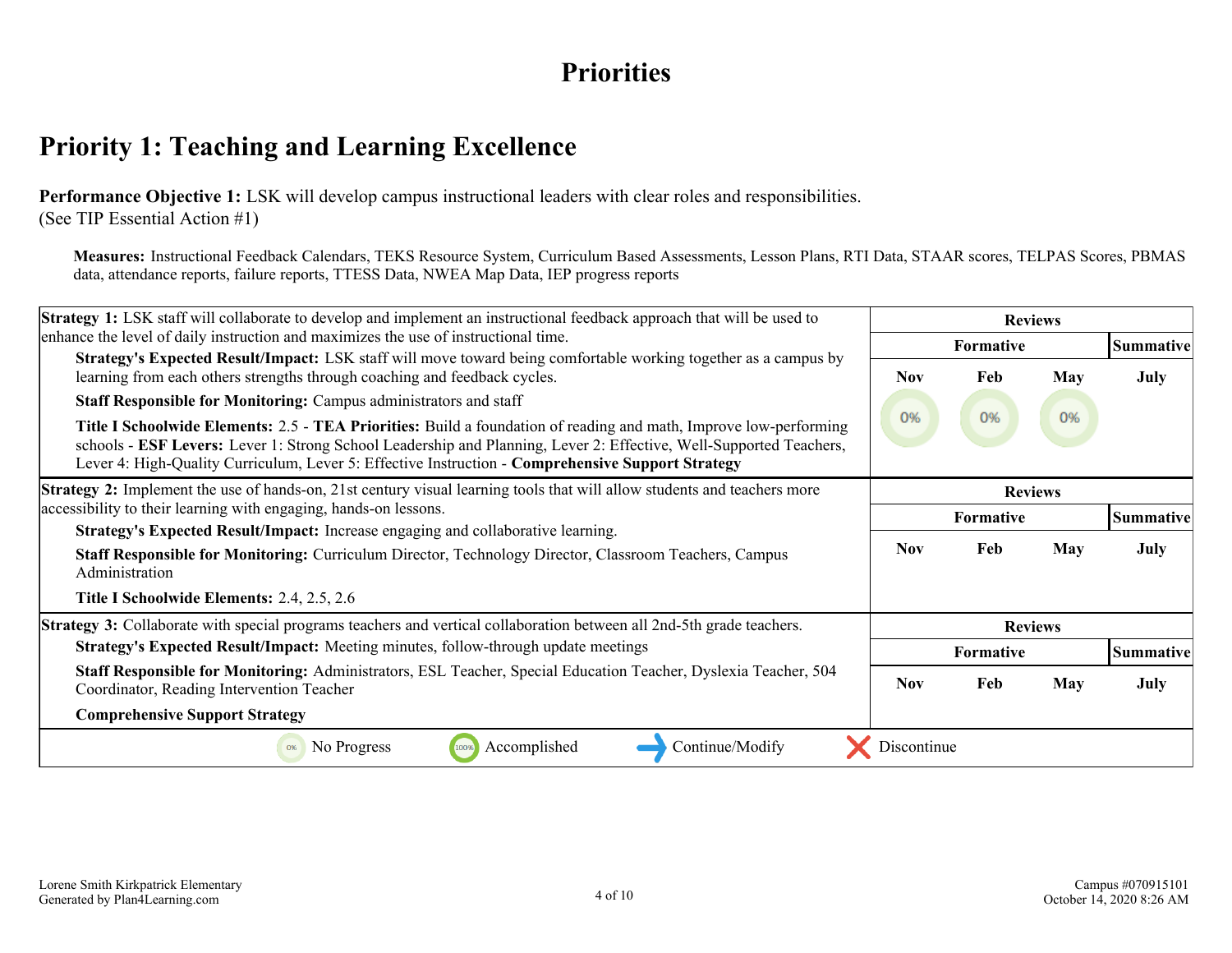# Priorities

## Priority 1: Teaching and Learning Excellence

**Performance Objective 1:** LSK will develop campus instructional leaders with clear roles and responsibilities. (See TIP Essential Action #1)

**Measures:** Instructional Feedback Calendars, TEKS Resource System, Curriculum Based Assessments, Lesson Plans, RTI Data, STAAR scores, TELPAS Scores, PBMAS data, attendance reports, failure reports, TTESS Data, NWEA Map Data, IEP progress reports

| Strategy | Reviews | | | |
|---|---|---|---|---|
| | Formative | | | Summative |
| | Nov | Feb | May | July |
| **Strategy 1:** LSK staff will collaborate to develop and implement an instructional feedback approach that will be used to enhance the level of daily instruction and maximizes the use of instructional time.<br>**Strategy's Expected Result/Impact:** LSK staff will move toward being comfortable working together as a campus by learning from each others strengths through coaching and feedback cycles.<br>**Staff Responsible for Monitoring:** Campus administrators and staff<br>**Title I Schoolwide Elements:** 2.5 - **TEA Priorities:** Build a foundation of reading and math, Improve low-performing schools - **ESF Levers:** Lever 1: Strong School Leadership and Planning, Lever 2: Effective, Well-Supported Teachers, Lever 4: High-Quality Curriculum, Lever 5: Effective Instruction - **Comprehensive Support Strategy** | 0% | 0% | 0% | |
| **Strategy 2:** Implement the use of hands-on, 21st century visual learning tools that will allow students and teachers more accessibility to their learning with engaging, hands-on lessons.<br>**Strategy's Expected Result/Impact:** Increase engaging and collaborative learning.<br>**Staff Responsible for Monitoring:** Curriculum Director, Technology Director, Classroom Teachers, Campus Administration<br>**Title I Schoolwide Elements:** 2.4, 2.5, 2.6 | | | | |
| **Strategy 3:** Collaborate with special programs teachers and vertical collaboration between all 2nd-5th grade teachers.<br>**Strategy's Expected Result/Impact:** Meeting minutes, follow-through update meetings<br>**Staff Responsible for Monitoring:** Administrators, ESL Teacher, Special Education Teacher, Dyslexia Teacher, 504 Coordinator, Reading Intervention Teacher<br>**Comprehensive Support Strategy** | | | | |

0% No Progress | 100% Accomplished | → Continue/Modify | ✗ Discontinue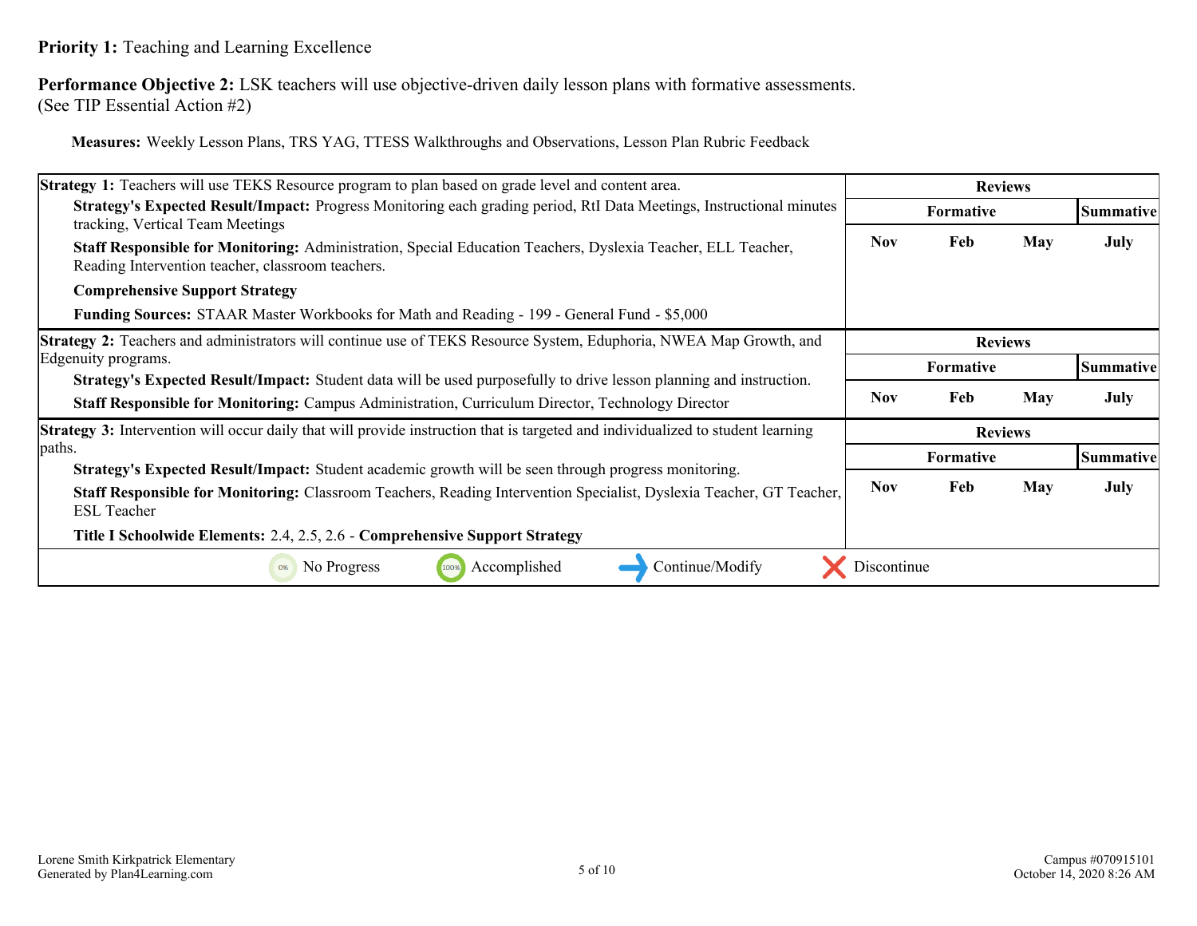**Priority 1:** Teaching and Learning Excellence

**Performance Objective 2:** LSK teachers will use objective-driven daily lesson plans with formative assessments. (See TIP Essential Action #2)

**Measures:** Weekly Lesson Plans, TRS YAG, TTESS Walkthroughs and Observations, Lesson Plan Rubric Feedback

| Strategy 1 | Reviews | | | |
|---|---|---|---|---|
| **Strategy 1:** Teachers will use TEKS Resource program to plan based on grade level and content area.<br>**Strategy's Expected Result/Impact:** Progress Monitoring each grading period, RtI Data Meetings, Instructional minutes tracking, Vertical Team Meetings<br>**Staff Responsible for Monitoring:** Administration, Special Education Teachers, Dyslexia Teacher, ELL Teacher, Reading Intervention teacher, classroom teachers.<br>**Comprehensive Support Strategy**<br>**Funding Sources:** STAAR Master Workbooks for Math and Reading - 199 - General Fund - $5,000 | **Formative** | | | **Summative** |
| | **Nov** | **Feb** | **May** | **July** |

| Strategy 2 | Reviews | | | |
|---|---|---|---|---|
| **Strategy 2:** Teachers and administrators will continue use of TEKS Resource System, Eduphoria, NWEA Map Growth, and Edgenuity programs.<br>**Strategy's Expected Result/Impact:** Student data will be used purposefully to drive lesson planning and instruction.<br>**Staff Responsible for Monitoring:** Campus Administration, Curriculum Director, Technology Director | **Formative** | | | **Summative** |
| | **Nov** | **Feb** | **May** | **July** |

| Strategy 3 | Reviews | | | |
|---|---|---|---|---|
| **Strategy 3:** Intervention will occur daily that will provide instruction that is targeted and individualized to student learning paths.<br>**Strategy's Expected Result/Impact:** Student academic growth will be seen through progress monitoring.<br>**Staff Responsible for Monitoring:** Classroom Teachers, Reading Intervention Specialist, Dyslexia Teacher, GT Teacher, ESL Teacher<br>**Title I Schoolwide Elements:** 2.4, 2.5, 2.6 - **Comprehensive Support Strategy** | **Formative** | | | **Summative** |
| | **Nov** | **Feb** | **May** | **July** |

0% No Progress | 100% Accomplished | → Continue/Modify | ✗ Discontinue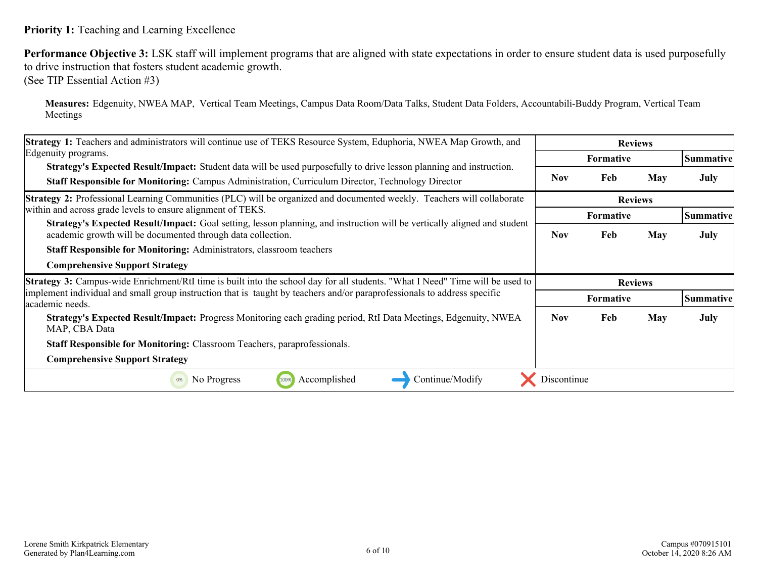**Priority 1:** Teaching and Learning Excellence

**Performance Objective 3:** LSK staff will implement programs that are aligned with state expectations in order to ensure student data is used purposefully to drive instruction that fosters student academic growth.
(See TIP Essential Action #3)

**Measures:** Edgenuity, NWEA MAP, Vertical Team Meetings, Campus Data Room/Data Talks, Student Data Folders, Accountabili-Buddy Program, Vertical Team Meetings

| Strategy | Reviews | | | |
|---|---|---|---|---|
| | Formative | | | Summative |
| | Nov | Feb | May | July |
| **Strategy 1:** Teachers and administrators will continue use of TEKS Resource System, Eduphoria, NWEA Map Growth, and Edgenuity programs.<br>**Strategy's Expected Result/Impact:** Student data will be used purposefully to drive lesson planning and instruction.<br>**Staff Responsible for Monitoring:** Campus Administration, Curriculum Director, Technology Director | | | | |
| **Strategy 2:** Professional Learning Communities (PLC) will be organized and documented weekly. Teachers will collaborate within and across grade levels to ensure alignment of TEKS.<br>**Strategy's Expected Result/Impact:** Goal setting, lesson planning, and instruction will be vertically aligned and student academic growth will be documented through data collection.<br>**Staff Responsible for Monitoring:** Administrators, classroom teachers<br>**Comprehensive Support Strategy** | | | | |
| **Strategy 3:** Campus-wide Enrichment/RtI time is built into the school day for all students. "What I Need" Time will be used to implement individual and small group instruction that is taught by teachers and/or paraprofessionals to address specific academic needs.<br>**Strategy's Expected Result/Impact:** Progress Monitoring each grading period, RtI Data Meetings, Edgenuity, NWEA MAP, CBA Data<br>**Staff Responsible for Monitoring:** Classroom Teachers, paraprofessionals.<br>**Comprehensive Support Strategy** | | | | |

0% No Progress | 100% Accomplished | Continue/Modify | Discontinue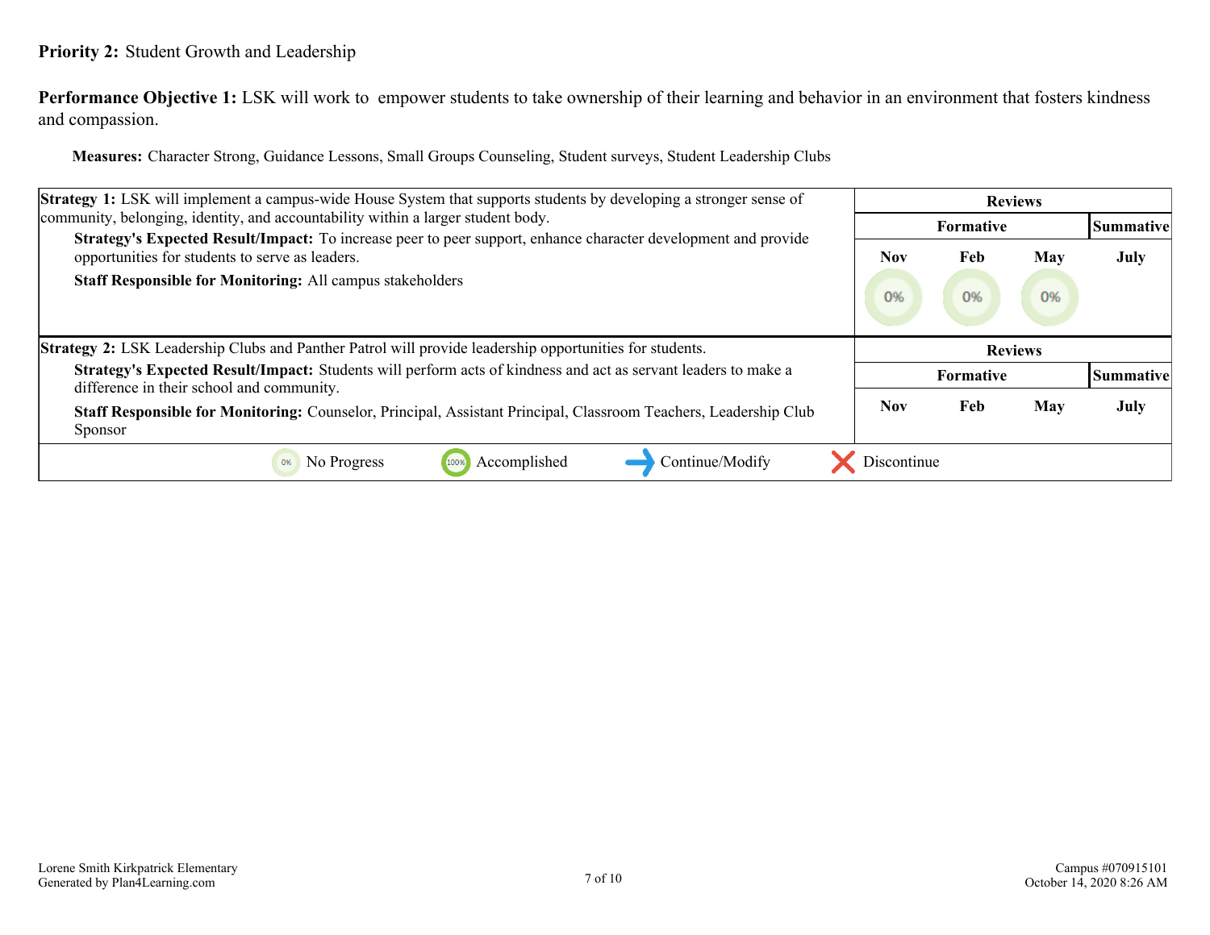**Priority 2:** Student Growth and Leadership

**Performance Objective 1:** LSK will work to empower students to take ownership of their learning and behavior in an environment that fosters kindness and compassion.

**Measures:** Character Strong, Guidance Lessons, Small Groups Counseling, Student surveys, Student Leadership Clubs

| Strategy 1 | Reviews | | | |
|---|---|---|---|---|
| | Formative | | | Summative |
| **Strategy 1:** LSK will implement a campus-wide House System that supports students by developing a stronger sense of community, belonging, identity, and accountability within a larger student body.<br>**Strategy's Expected Result/Impact:** To increase peer to peer support, enhance character development and provide opportunities for students to serve as leaders.<br>**Staff Responsible for Monitoring:** All campus stakeholders | Nov | Feb | May | July |
| | 0% | 0% | 0% | |

| Strategy 2 | Reviews | | | |
|---|---|---|---|---|
| | Formative | | | Summative |
| **Strategy 2:** LSK Leadership Clubs and Panther Patrol will provide leadership opportunities for students.<br>**Strategy's Expected Result/Impact:** Students will perform acts of kindness and act as servant leaders to make a difference in their school and community.<br>**Staff Responsible for Monitoring:** Counselor, Principal, Assistant Principal, Classroom Teachers, Leadership Club Sponsor | Nov | Feb | May | July |

0% No Progress | 100% Accomplished | Continue/Modify | Discontinue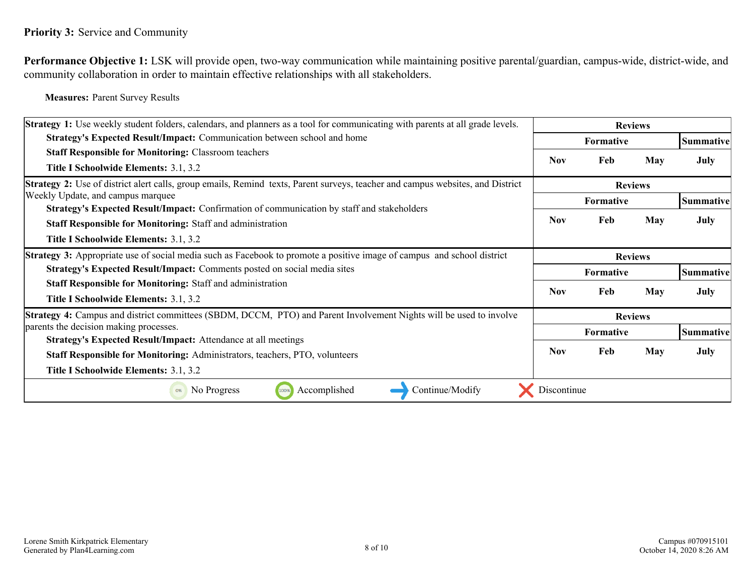**Priority 3:** Service and Community

**Performance Objective 1:** LSK will provide open, two-way communication while maintaining positive parental/guardian, campus-wide, district-wide, and community collaboration in order to maintain effective relationships with all stakeholders.

**Measures:** Parent Survey Results

| Strategy 1 | Reviews | | | |
|---|---|---|---|---|
| **Strategy 1:** Use weekly student folders, calendars, and planners as a tool for communicating with parents at all grade levels.<br>**Strategy's Expected Result/Impact:** Communication between school and home<br>**Staff Responsible for Monitoring:** Classroom teachers<br>**Title I Schoolwide Elements:** 3.1, 3.2 | **Formative** | | | **Summative** |
| | **Nov** | **Feb** | **May** | **July** |

| Strategy 2 | Reviews | | | |
|---|---|---|---|---|
| **Strategy 2:** Use of district alert calls, group emails, Remind texts, Parent surveys, teacher and campus websites, and District Weekly Update, and campus marquee<br>**Strategy's Expected Result/Impact:** Confirmation of communication by staff and stakeholders<br>**Staff Responsible for Monitoring:** Staff and administration<br>**Title I Schoolwide Elements:** 3.1, 3.2 | **Formative** | | | **Summative** |
| | **Nov** | **Feb** | **May** | **July** |

| Strategy 3 | Reviews | | | |
|---|---|---|---|---|
| **Strategy 3:** Appropriate use of social media such as Facebook to promote a positive image of campus and school district<br>**Strategy's Expected Result/Impact:** Comments posted on social media sites<br>**Staff Responsible for Monitoring:** Staff and administration<br>**Title I Schoolwide Elements:** 3.1, 3.2 | **Formative** | | | **Summative** |
| | **Nov** | **Feb** | **May** | **July** |

| Strategy 4 | Reviews | | | |
|---|---|---|---|---|
| **Strategy 4:** Campus and district committees (SBDM, DCCM, PTO) and Parent Involvement Nights will be used to involve parents the decision making processes.<br>**Strategy's Expected Result/Impact:** Attendance at all meetings<br>**Staff Responsible for Monitoring:** Administrators, teachers, PTO, volunteers<br>**Title I Schoolwide Elements:** 3.1, 3.2 | **Formative** | | | **Summative** |
| | **Nov** | **Feb** | **May** | **July** |

0% No Progress | 100% Accomplished | Continue/Modify | Discontinue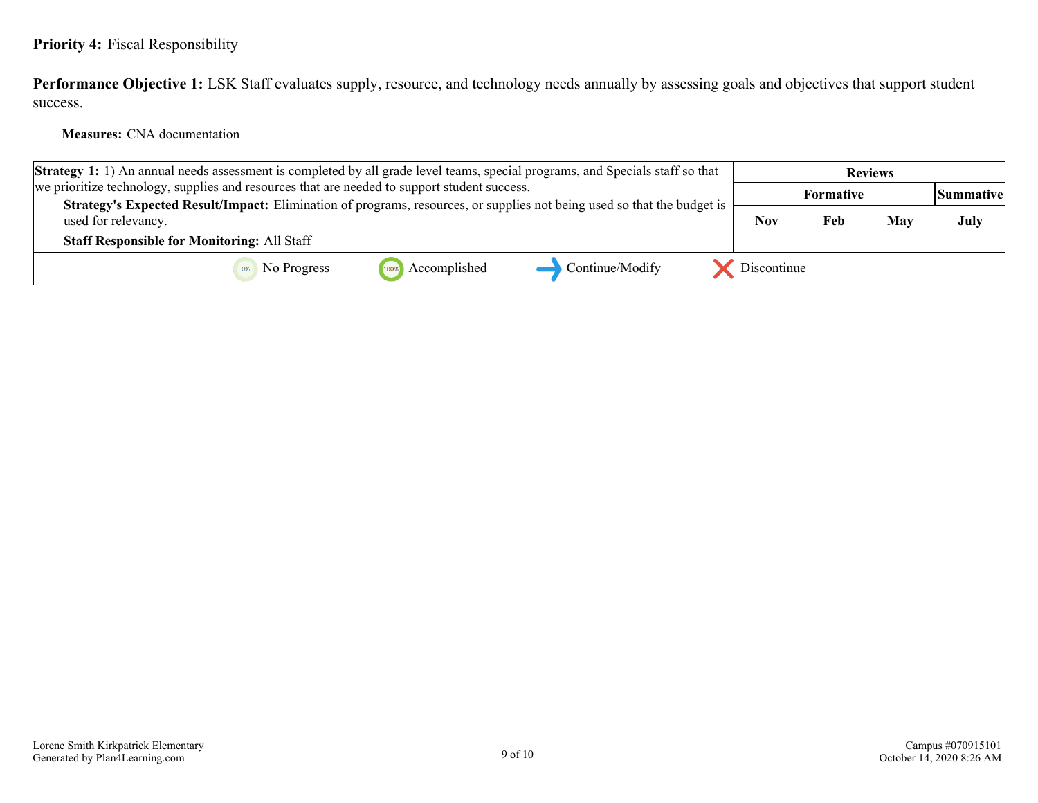**Priority 4:** Fiscal Responsibility

**Performance Objective 1:** LSK Staff evaluates supply, resource, and technology needs annually by assessing goals and objectives that support student success.

**Measures:** CNA documentation

| Strategy 1 | Reviews | | | |
|---|---|---|---|---|
| | Formative | | | Summative |
| **Strategy 1:** 1) An annual needs assessment is completed by all grade level teams, special programs, and Specials staff so that we prioritize technology, supplies and resources that are needed to support student success. **Strategy's Expected Result/Impact:** Elimination of programs, resources, or supplies not being used so that the budget is used for relevancy. **Staff Responsible for Monitoring:** All Staff | Nov | Feb | May | July |

0% No Progress | 100% Accomplished | ➜ Continue/Modify | ✕ Discontinue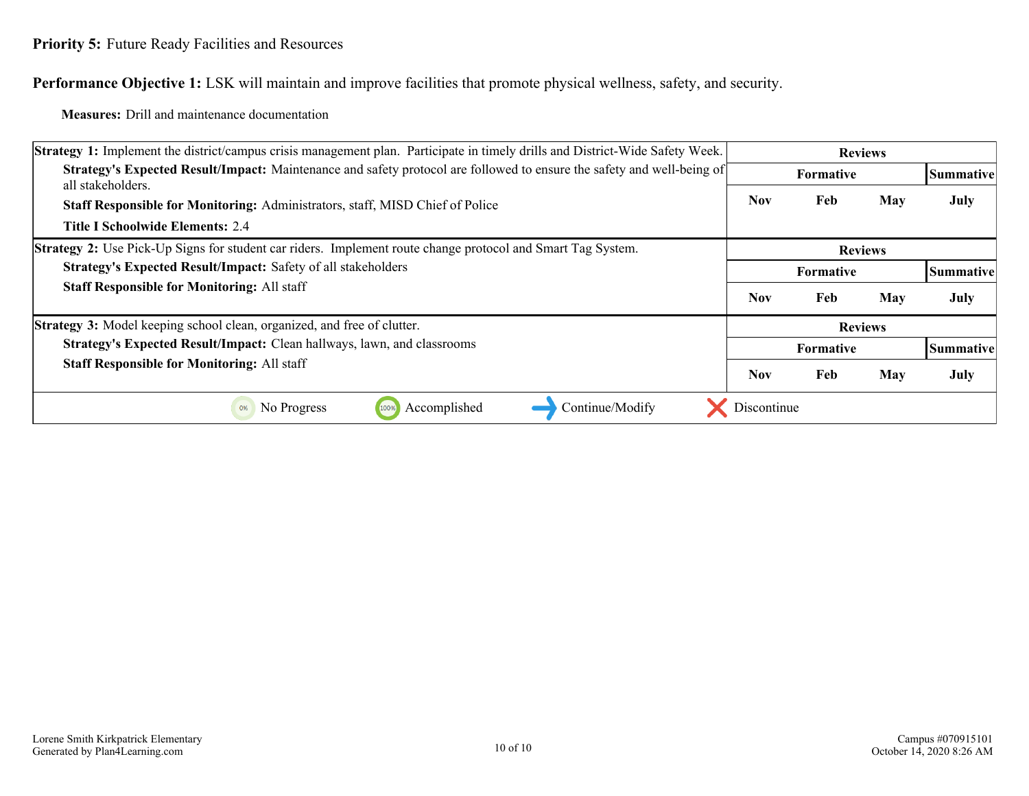**Priority 5:** Future Ready Facilities and Resources

**Performance Objective 1:** LSK will maintain and improve facilities that promote physical wellness, safety, and security.

**Measures:** Drill and maintenance documentation

| Strategy 1 Details | Reviews | | | |
|---|---|---|---|---|
| **Strategy 1:** Implement the district/campus crisis management plan. Participate in timely drills and District-Wide Safety Week. | Formative | | | Summative |
| **Strategy's Expected Result/Impact:** Maintenance and safety protocol are followed to ensure the safety and well-being of all stakeholders. **Staff Responsible for Monitoring:** Administrators, staff, MISD Chief of Police **Title I Schoolwide Elements:** 2.4 | Nov | Feb | May | July |

| Strategy 2 Details | Reviews | | | |
|---|---|---|---|---|
| **Strategy 2:** Use Pick-Up Signs for student car riders. Implement route change protocol and Smart Tag System. | Formative | | | Summative |
| **Strategy's Expected Result/Impact:** Safety of all stakeholders **Staff Responsible for Monitoring:** All staff | Nov | Feb | May | July |

| Strategy 3 Details | Reviews | | | |
|---|---|---|---|---|
| **Strategy 3:** Model keeping school clean, organized, and free of clutter. | Formative | | | Summative |
| **Strategy's Expected Result/Impact:** Clean hallways, lawn, and classrooms **Staff Responsible for Monitoring:** All staff | Nov | Feb | May | July |

0% No Progress | 100% Accomplished | → Continue/Modify | ✗ Discontinue